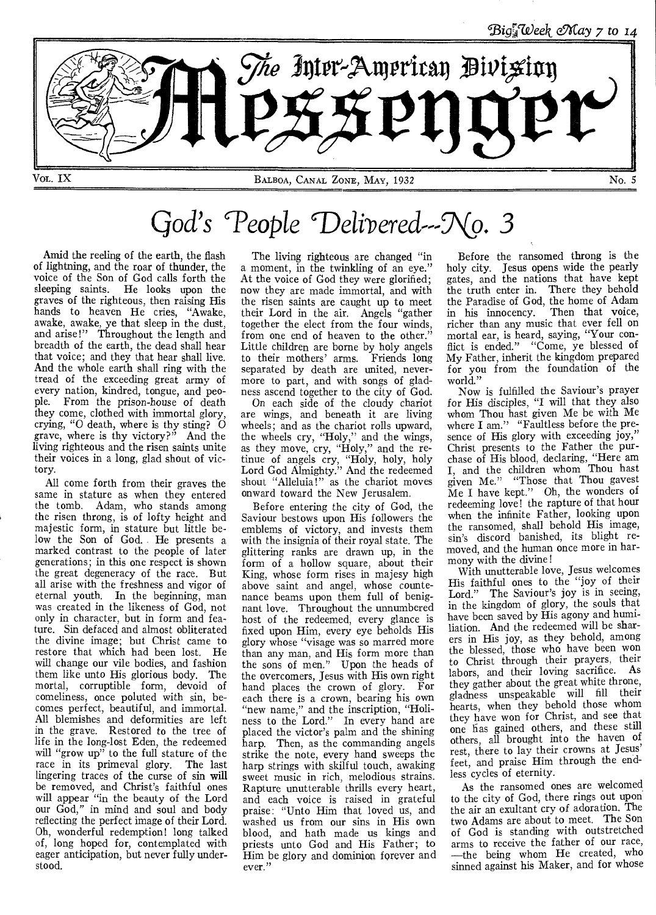Big Week May 7 to 14

# The Inter-American Division Messenger

Vol. IX — Balboa, Canal Zone, May, 1932 — No. 5

# God's People Delivered—No. 3

Amid the reeling of the earth, the flash of lightning, and the roar of thunder, the voice of the Son of God calls forth the sleeping saints. He looks upon the graves of the righteous, then raising His hands to heaven He cries, "Awake, awake, awake, ye that sleep in the dust, and arise!" Throughout the length and breadth of the earth, the dead shall hear that voice; and they that hear shall live. And the whole earth shall ring with the tread of the exceeding great army of every nation, kindred, tongue, and people. From the prison-house of death they come, clothed with immortal glory, crying, "O death, where is thy sting? O grave, where is thy victory?" And the living righteous and the risen saints unite their voices in a long, glad shout of victory.

All come forth from their graves the same in stature as when they entered the tomb. Adam, who stands among the risen throng, is of lofty height and majestic form, in stature but little below the Son of God. He presents a marked contrast to the people of later generations; in this one respect is shown the great degeneracy of the race. But all arise with the freshness and vigor of eternal youth. In the beginning, man was created in the likeness of God, not only in character, but in form and feature. Sin defaced and almost obliterated the divine image; but Christ came to restore that which had been lost. He will change our vile bodies, and fashion them like unto His glorious body. The mortal, corruptible form, devoid of comeliness, once poluted with sin, becomes perfect, beautiful, and immortal. All blemishes and deformities are left in the grave. Restored to the tree of life in the long-lost Eden, the redeemed will "grow up" to the full stature of the race in its primeval glory. The last lingering traces of the curse of sin will be removed, and Christ's faithful ones will appear "in the beauty of the Lord our God," in mind and soul and body reflecting the perfect image of their Lord. Oh, wonderful redemption! long talked of, long hoped for, contemplated with eager anticipation, but never fully understood.

The living righteous are changed "in a moment, in the twinkling of an eye." At the voice of God they were glorified; now they are made immortal, and with the risen saints are caught up to meet their Lord in the air. Angels "gather together the elect from the four winds, from one end of heaven to the other." Little children are borne by holy angels to their mothers' arms. Friends long separated by death are united, nevermore to part, and with songs of gladness ascend together to the city of God.

On each side of the cloudy chariot are wings, and beneath it are living wheels; and as the chariot rolls upward, the wheels cry, "Holy," and the wings, as they move, cry, "Holy," and the retinue of angels cry, "Holy, holy, holy Lord God Almighty." And the redeemed shout "Alleluia!" as the chariot moves onward toward the New Jerusalem.

Before entering the city of God, the Saviour bestows upon His followers the emblems of victory, and invests them with the insignia of their royal state. The glittering ranks are drawn up, in the form of a hollow square, about their King, whose form rises in majesy high above saint and angel, whose countenance beams upon them full of benignant love. Throughout the unnumbered host of the redeemed, every glance is fixed upon Him, every eye beholds His glory whose "visage was so marred more than any man, and His form more than the sons of men." Upon the heads of the overcomers, Jesus with His own right hand places the crown of glory. For each there is a crown, bearing his own "new name," and the inscription, "Holiness to the Lord." In every hand are placed the victor's palm and the shining harp. Then, as the commanding angels strike the note, every hand sweeps the harp strings with skilful touch, awaking sweet music in rich, melodious strains. Rapture unutterable thrills every heart, and each voice is raised in grateful praise: "Unto Him that loved us, and washed us from our sins in His own blood, and hath made us kings and priests unto God and His Father; to Him be glory and dominion forever and ever."

Before the ransomed throng is the holy city. Jesus opens wide the pearly gates, and the nations that have kept the truth enter in. There they behold the Paradise of God, the home of Adam in his innocency. Then that voice, richer than any music that ever fell on mortal ear, is heard, saying, "Your conflict is ended." "Come, ye blessed of My Father, inherit the kingdom prepared for you from the foundation of the world."

Now is fulfilled the Saviour's prayer for His disciples, "I will that they also whom Thou hast given Me be with Me where I am." "Faultless before the presence of His glory with exceeding joy," Christ presents to the Father the purchase of His blood, declaring, "Here am I, and the children whom Thou hast given Me." "Those that Thou gavest Me I have kept." Oh, the wonders of redeeming love! the rapture of that hour when the infinite Father, looking upon the ransomed, shall behold His image, sin's discord banished, its blight removed, and the human once more in harmony with the divine!

With unutterable love, Jesus welcomes His faithful ones to the "joy of their Lord." The Saviour's joy is in seeing, in the kingdom of glory, the souls that have been saved by His agony and humiliation. And the redeemed will be sharers in His joy, as they behold, among the blessed, those who have been won to Christ through their prayers, their labors, and their loving sacrifice. As they gather about the great white throne, gladness unspeakable will fill their hearts, when they behold those whom they have won for Christ, and see that one has gained others, and these still others, all brought into the haven of rest, there to lay their crowns at Jesus' feet, and praise Him through the endless cycles of eternity.

As the ransomed ones are welcomed to the city of God, there rings out upon the air an exultant cry of adoration. The two Adams are about to meet. The Son of God is standing with outstretched arms to receive the father of our race, —the being whom He created, who sinned against his Maker, and for whose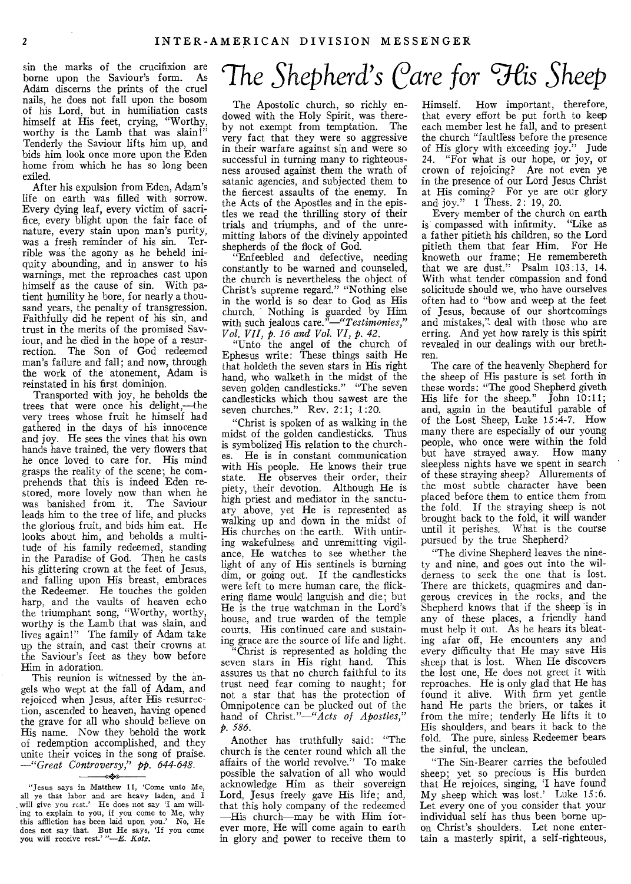sin the marks of the crucifixion are borne upon the Saviour's form. As Adam discerns the prints of the cruel nails, he does not fall upon the bosom of his Lord, but in humiliation casts himself at His feet, crying, "Worthy, worthy is the Lamb that was slain!" Tenderly the Saviour lifts him up, and bids him look once more upon the Eden home from which he has so long been exiled.

After his expulsion from Eden, Adam's life on earth was filled with sorrow. Every dying leaf, every victim of sacrifice, every blight upon the fair face of nature, every stain upon man's purity, was a fresh reminder of his sin. Terrible was the agony as he beheld iniquity abounding, and in answer to his warnings, met the reproaches cast upon himself as the cause of sin. With patient humility he bore, for nearly a thousand years, the penalty of transgression. Faithfully did he repent of his sin, and trust in the merits of the promised Saviour, and he died in the hope of a resurrection. The Son of God redeemed man's failure and fall; and now, through the work of the atonement, Adam is reinstated in his first dominion.

Transported with joy, he beholds the trees that were once his delight,—the very trees whose fruit he himself had gathered in the days of his innocence and joy. He sees the vines that his own hands have trained, the very flowers that he once loved to care for. His mind grasps the reality of the scene; he comprehends that this is indeed Eden restored, more lovely now than when he was banished from it. The Saviour leads him to the tree of life, and plucks the glorious fruit, and bids him eat. He looks about him, and beholds a multitude of his family redeemed, standing in the Paradise of God. Then he casts his glittering crown at the feet of Jesus, and falling upon His breast, embraces the Redeemer. He touches the golden harp, and the vaults of heaven echo the triumphant song, "Worthy, worthy, worthy is the Lamb that was slain, and lives again!" The family of Adam take up the strain, and cast their crowns at the Saviour's feet as they bow before Him in adoration.

This reunion is witnessed by the angels who wept at the fall of Adam, and rejoiced when Jesus, after His resurrection, ascended to heaven, having opened the grave for all who should believe on His name. Now they behold the work of redemption accomplished, and they unite their voices in the song of praise. —*"Great Controversy," pp. 644-648.*

---

"Jesus says in Matthew 11, 'Come unto Me, all ye that labor and are heavy laden, and I will give you rest.' He does not say 'I am willing to explain to you, if you come to Me, why this affliction has been laid upon you.' No, He does not say that. But He says, 'If you come you will receive rest.' "—*E. Kotz.*

# The Shepherd's Care for His Sheep

The Apostolic church, so richly endowed with the Holy Spirit, was thereby not exempt from temptation. The very fact that they were so aggressive in their warfare against sin and were so successful in turning many to righteousness aroused against them the wrath of satanic agencies, and subjected them to the fiercest assaults of the enemy. In the Acts of the Apostles and in the epistles we read the thrilling story of their trials and triumphs, and of the unremitting labors of the divinely appointed shepherds of the flock of God.

"Enfeebled and defective, needing constantly to be warned and counseled, the church is nevertheless the object of Christ's supreme regard." "Nothing else in the world is so dear to God as His church. Nothing is guarded by Him with such jealous care."—*"Testimonies," Vol. VII, p. 16 and Vol. VI, p. 42.*

"Unto the angel of the church of Ephesus write: These things saith He that holdeth the seven stars in His right hand, who walketh in the midst of the seven golden candlesticks." "The seven candlesticks which thou sawest are the seven churches." Rev. 2:1; 1:20.

"Christ is spoken of as walking in the midst of the golden candlesticks. Thus is symbolized His relation to the churches. He is in constant communication with His people. He knows their true state. He observes their order, their piety, their devotion. Although He is high priest and mediator in the sanctuary above, yet He is represented as walking up and down in the midst of His churches on the earth. With untiring wakefulness and unremitting vigilance, He watches to see whether the light of any of His sentinels is burning dim, or going out. If the candlesticks were left to mere human care, the flickering flame would languish and die; but He is the true watchman in the Lord's house, and true warden of the temple courts. His continued care and sustaining grace are the source of life and light.

"Christ is represented as holding the seven stars in His right hand. This assures us that no church faithful to its trust need fear coming to naught; for not a star that has the protection of Omnipotence can be plucked out of the hand of Christ."—*"Acts of Apostles," p. 586.*

Another has truthfully said: "The church is the center round which all the affairs of the world revolve." To make possible the salvation of all who would acknowledge Him as their sovereign Lord, Jesus freely gave His life; and, that this holy company of the redeemed —His church—may be with Him forever more, He will come again to earth in glory and power to receive them to Himself. How important, therefore, that every effort be put forth to keep each member lest he fall, and to present the church "faultless before the presence of His glory with exceeding joy." Jude 24. "For what is our hope, or joy, or crown of rejoicing? Are not even ye in the presence of our Lord Jesus Christ at His coming? For ye are our glory and joy." 1 Thess. 2: 19, 20.

Every member of the church on earth is compassed with infirmity. "Like as a father pitieth his children, so the Lord pitieth them that fear Him. For He knoweth our frame; He remembereth that we are dust." Psalm 103:13, 14. With what tender compassion and fond solicitude should we, who have ourselves often had to "bow and weep at the feet of Jesus, because of our shortcomings and mistakes," deal with those who are erring. And yet how rarely is this spirit revealed in our dealings with our brethren.

The care of the heavenly Shepherd for the sheep of His pasture is set forth in these words: "The good Shepherd giveth His life for the sheep." John 10:11; and, again in the beautiful parable of of the Lost Sheep, Luke 15:4-7. How many there are especially of our young people, who once were within the fold but have strayed away. How many sleepless nights have we spent in search of these straying sheep? Allurements of the most subtle character have been placed before them to entice them from the fold. If the straying sheep is not brought back to the fold, it will wander until it perishes. What is the course pursued by the true Shepherd?

"The divine Shepherd leaves the ninety and nine, and goes out into the wilderness to seek the one that is lost. There are thickets, quagmires and dangerous crevices in the rocks, and the Shepherd knows that if the sheep is in any of these places, a friendly hand must help it out. As he hears its bleating afar off, He encounters any and every difficulty that He may save His sheep that is lost. When He discovers the lost one, He does not greet it with reproaches. He is only glad that He has found it alive. With firm yet gentle hand He parts the briers, or takes it from the mire; tenderly He lifts it to His shoulders, and bears it back to the fold. The pure, sinless Redeemer bears the sinful, the unclean.

"The Sin-Bearer carries the befouled sheep; yet so precious is His burden that He rejoices, singing, 'I have found My sheep which was lost.' Luke 15:6. Let every one of you consider that your individual self has thus been borne upon Christ's shoulders. Let none entertain a masterly spirit, a self-righteous,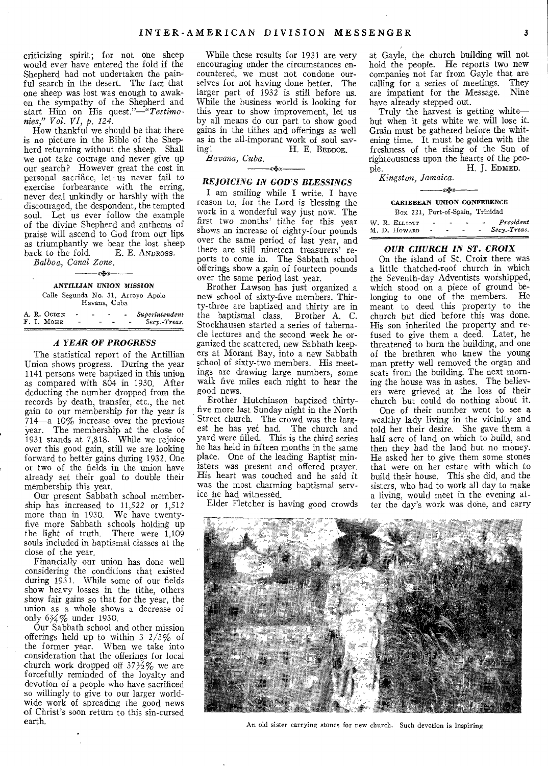criticizing spirit; for not one sheep would ever have entered the fold if the Shepherd had not undertaken the painful search in the desert. The fact that one sheep was lost was enough to awaken the sympathy of the Shepherd and start Him on His quest."—*"Testimonies," Vol. VI, p. 124.*

How thankful we should be that there is no picture in the Bible of the Shepherd returning without the sheep. Shall we not take courage and never give up our search? However great the cost in personal sacrifice, let us never fail to exercise forbearance with the erring, never deal unkindly or harshly with the discouraged, the despondent, the tempted soul. Let us ever follow the example of the divine Shepherd and anthems of praise will ascend to God from our lips as triumphantly we bear the lost sheep back to the fold. E. E. ANDROSS.

*Balboa, Canal Zone.*

---

**ANTILLIAN UNION MISSION**
Calle Segunda No. 31, Arroyo Apolo
Havana, Cuba

A. R. OGDEN - - - - *Superintendent*
F. I. MOHR - - - - *Secy.-Treas.*

## *A YEAR OF PROGRESS*

The statistical report of the Antillian Union shows progress. During the year 1141 persons were baptized in this union as compared with 804 in 1930. After deducting the number dropped from the records by death, transfer, etc., the net gain to our membership for the year is 714—a 10% increase over the previous year. The membership at the close of 1931 stands at 7,818. While we rejoice over this good gain, still we are looking forward to better gains during 1932. One or two of the fields in the union have already set their goal to double their membership this year.

Our present Sabbath school membership has increased to 11,522 or 1,512 more than in 1930. We have twenty-five more Sabbath schools holding up the light of truth. There were 1,109 souls included in baptismal classes at the close of the year.

Financially our union has done well considering the conditions that existed during 1931. While some of our fields show heavy losses in the tithe, others show fair gains so that for the year, the union as a whole shows a decrease of only 6¾% under 1930.

Our Sabbath school and other mission offerings held up to within 3 2/3% of the former year. When we take into consideration that the offerings for local church work dropped off 37½% we are forcefully reminded of the loyalty and devotion of a people who have sacrificed so willingly to give to our larger worldwide work of spreading the good news of Christ's soon return to this sin-cursed earth.

While these results for 1931 are very encouraging under the circumstances encountered, we must not condone ourselves for not having done better. The larger part of 1932 is still before us. While the business world is looking for this year to show improvement, let us by all means do our part to show good gains in the tithes and offerings as well as in the all-imporant work of soul saving! H. E. BEDDOE.

*Havana, Cuba.*

---

## *REJOICING IN GOD'S BLESSINGS*

I am smiling while I write. I have reason to, for the Lord is blessing the work in a wonderful way just now. The first two months' tithe for this year shows an increase of eighty-four pounds over the same period of last year, and there are still nineteen treasurers' reports to come in. The Sabbath school offerings show a gain of fourteen pounds over the same period last year.

Brother Lawson has just organized a new school of sixty-five members. Thirty-three are baptized and thirty are in the baptismal class. Brother A. C. Stockhausen started a series of tabernacle lectures and the second week he organized the scattered, new Sabbath keepers at Morant Bay, into a new Sabbath school of sixty-two members. His meetings are drawing large numbers, some walk five miles each night to hear the good news.

Brother Hutchinson baptized thirty-five more last Sunday night in the North Street church. The crowd was the largest he has yet had. The church and yard were filled. This is the third series he has held in fifteen months in the same place. One of the leading Baptist ministers was present and offered prayer. His heart was touched and he said it was the most charming baptismal service he had witnessed.

Elder Fletcher is having good crowds at Gayle, the church building will not hold the people. He reports two new companies not far from Gayle that are calling for a series of meetings. They are impatient for the Message. Nine have already stepped out.

Truly the harvest is getting white—but when it gets white we will lose it. Grain must be gathered before the whitening time. It must be golden with the freshness of the rising of the Sun of righteousness upon the hearts of the people. H. J. EDMED.

*Kingston, Jamaica.*

---

**CARIBBEAN UNION CONFERENCE**
Box 221, Port-of-Spain, Trinidad

W. R. ELLIOTT - - - - *President*
M. D. HOWARD - - - - *Secy.-Treas.*

## *OUR CHURCH IN ST. CROIX*

On the island of St. Croix there was a little thatched-roof church in which the Seventh-day Adventists worshipped, which stood on a piece of ground belonging to one of the members. He meant to deed this property to the church but died before this was done. His son inherited the property and refused to give them a deed. Later, he threatened to burn the building, and one of the brethren who knew the young man pretty well removed the organ and seats from the building. The next morning the house was in ashes. The believers were grieved at the loss of their church but could do nothing about it.

One of their number went to see a wealthy lady living in the vicinity and told her their desire. She gave them a half acre of land on which to build, and then they had the land but no money. He asked her to give them some stones that were on her estate with which to build their house. This she did, and the sisters, who had to work all day to make a living, would meet in the evening after the day's work was done, and carry

An old sister carrying stones for new church. Such devotion is inspiring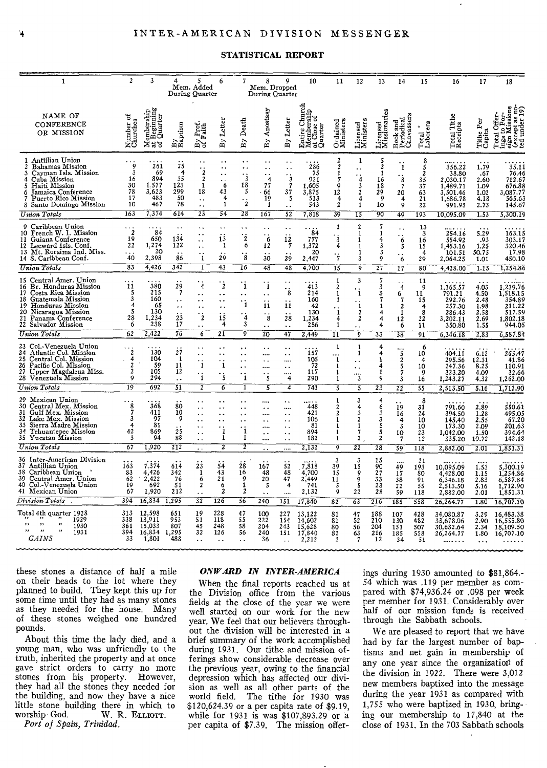## STATISTICAL REPORT

| 1 | 2 | 3 | 4 | 5 | 6 | 7 | 8 | 9 | 10 | 11 | 12 | 13 | 14 | 15 | 16 | 17 | 18 |
|---|---|---|---|---|---|---|---|---|---|---|---|---|---|---|---|---|---|
| | | | Mem. Added During Quarter | | | | Mem. Dropped During Quarter | | | | | | | | | | |
| NAME OF CONFERENCE OR MISSION | Number of Churches | Membership at Beginning of Quarter | By Baptism | By Prof. of Faith | By Letter | By Death | By Apostasy | By Letter | Entire Church Membership at Close of Quarter | Ordained Ministers | Licensed Ministers | Licensed Missionaries | Book and Periodical Canvassers | Total Laborers | Total Tithe Receipts | Tithe Per Capita | Total Offerings to Foreign Missions (except as noted under 19) |
| 1 Antillian Union | ... | .... | .. | .. | .. | .. | .. | .. | .... | 2 | 1 | 5 | .. | 8 | ...... | ... | ...... |
| 2 Bahamas Mission | 9 | 261 | 25 | .. | .. | .. | .. | .. | 286 | 2 | .. | 2 | 1 | 5 | 356.22 | 1.79 | 35.11 |
| 3 Cayman Isls. Mission | 3 | 69 | 4 | 2 | .. | .. | .. | .. | 75 | 1 | .. | 1 | .. | 2 | 38.80 | .67 | 76.46 |
| 4 Cuba Mission | 16 | 894 | 35 | 2 | .. | 3 | 4 | 3 | 921 | 7 | 4 | 16 | 8 | 35 | 2,030.17 | 2.60 | 712.67 |
| 5 Haiti Mission | 30 | 1,577 | 123 | 1 | 6 | 18 | 77 | 7 | 1,605 | 9 | 3 | 18 | 7 | 37 | 1,489.71 | 1.09 | 676.88 |
| 6 Jamaica Conference | 78 | 3,623 | 299 | 18 | 43 | 5 | 66 | 37 | 3,875 | 12 | 2 | 29 | 20 | 63 | 3,501.46 | 1.02 | 3,087.77 |
| 7 Puerto Rico Mission | 17 | 483 | 50 | .. | 4 | .. | 19 | 5 | 513 | 4 | 4 | 9 | 4 | 21 | 1,686.78 | 4.18 | 565.63 |
| 8 Santo Domingo Mission | 10 | 467 | 78 | .. | 1 | 2 | 1 | .. | 543 | 2 | 1 | 10 | 9 | 22 | 991.95 | 2.73 | 145.67 |
| *Union Totals* | 163 | 7,374 | 614 | 23 | 54 | 28 | 167 | 52 | 7,818 | 39 | 15 | 90 | 49 | 193 | 10,095.09 | 1.53 | 5,300.19 |
| 9 Caribbean Union | ... | .... | .. | .. | .. | .. | .. | .. | .... | 1 | 2 | 7 | .. | 13 | ...... | ... | ...... |
| 10 French W. I. Mission | 2 | 84 | .. | .. | .. | .. | .. | .. | 84 | .. | 1 | 1 | .. | 3 | 254.16 | 5.29 | 163.15 |
| 11 Guiana Conference | 19 | 650 | 134 | .. | 13 | 2 | 6 | 12 | 777 | 3 | 1 | 4 | 6 | 16 | 554.92 | .93 | 303.17 |
| 12 Leeward Isls. Conf. | 22 | 1,274 | 122 | .. | 1 | 6 | 12 | 7 | 1,372 | 4 | 1 | 3 | 5 | 15 | 1,453.16 | 1.25 | 320.46 |
| 13 Mt. Roraima Ind. Miss. | ... | 20 | .. | .. | .. | .. | .. | .. | 20 | .. | 1 | 3 | .. | 4 | 101.51 | 50.75 | 17.98 |
| 14 S. Caribbean Conf. | 40 | 2,398 | 86 | 1 | 29 | 8 | 30 | 29 | 2,447 | 7 | 3 | 9 | 6 | 29 | 2,064.25 | 1.01 | 450.10 |
| *Union Totals* | 83 | 4,426 | 342 | 1 | 43 | 16 | 48 | 48 | 4,700 | 15 | 9 | 27 | 17 | 80 | 4,428.00 | 1.15 | 1,254.86 |
| 15 Central Amer. Union | ... | .... | .. | .. | .. | .. | .. | .. | .... | 1 | 3 | 7 | .. | 11 | ...... | ... | ...... |
| 16 Br. Honduras Mission | 11 | 380 | 29 | 4 | 2 | 1 | 1 | .. | 413 | 2 | .. | 3 | 4 | 9 | 1,165.57 | 4.03 | 1,239.76 |
| 17 Costa Rica Mission | 5 | 215 | 7 | .. | .. | .. | .. | 8 | 214 | 1 | 1 | 3 | 6 | 11 | 791.21 | 4.50 | 1,518.15 |
| 18 Guatemala Mission | 3 | 160 | .. | .. | .. | .. | .. | .. | 160 | 1 | .. | 7 | 7 | 15 | 292.76 | 2.48 | 354.89 |
| 19 Honduras Mission | 4 | 65 | .. | .. | .. | 1 | 11 | 11 | 42 | .. | 1 | 1 | 2 | 4 | 257.30 | 1.98 | 211.22 |
| 20 Nicaragua Mission | 5 | 130 | .. | .. | .. | .. | .. | .. | 130 | 1 | 2 | 4 | 1 | 8 | 286.43 | 2.58 | 517.59 |
| 21 Panama Conference | 28 | 1,234 | 23 | 2 | 15 | 4 | 8 | 28 | 1,234 | 4 | 2 | 4 | 12 | 22 | 3,202.11 | 2.69 | 1,802.18 |
| 22 Salvador Mission | 6 | 238 | 17 | .. | 4 | 3 | .. | .. | 256 | 1 | .. | 4 | 6 | 11 | 350.80 | 1.55 | 944.05 |
| *Union Totals* | 62 | 2,422 | 76 | 6 | 21 | 9 | 20 | 47 | 2,449 | 11 | 9 | 33 | 38 | 91 | 6,346.18 | 2.83 | 6,587.84 |
| 23 Col.-Venezuela Union | ... | .... | .. | .. | .. | .. | .. | .. | .... | 1 | 1 | 4 | .... | 6 | ...... | ... | ...... |
| 24 Atlantic Col. Mission | 2 | 130 | 27 | .. | .. | .. | .... | .. | 157 | .... | 1 | 4 | 5 | 10 | 404.11 | 6.12 | 265.47 |
| 25 Central Col. Mission | 4 | 104 | 1 | .. | .. | .. | .. | .... | 105 | 1 | .. | 1 | 2 | 4 | 295.56 | 12.31 | 41.86 |
| 26 Pacific Col. Mission | 2 | 59 | 11 | 1 | 1 | .. | .... | .. | 72 | 1 | .. | 4 | 5 | 10 | 247.36 | 8.25 | 110.91 |
| 27 Upper Magdalena Miss. | 2 | 105 | 12 | .. | .. | .. | .. | .... | 117 | 1 | .... | 1 | 7 | 9 | 323.20 | 4.09 | 32.66 |
| 28 Venezuela Mission | 9 | 294 | .. | 1 | 5 | 1 | 5 | 4 | 290 | 1 | 3 | 9 | 3 | 16 | 1,243.27 | 4.32 | 1,262.00 |
| *Union Totals* | 19 | 692 | 51 | 2 | 6 | 1 | 5 | 4 | 741 | 5 | 5 | 23 | 22 | 55 | 2,513.50 | 5.16 | 1,712.90 |
| 29 Mexican Union | ... | .... | .. | .. | .. | .. | .... | .. | ...... | 1 | 3 | 4 | .. | 8 | ...... | ... | ...... |
| 30 Central Mex. Mission | 8 | 368 | 80 | .. | .. | .. | .... | .... | 448 | 2 | 4 | 6 | 19 | 31 | 791.60 | 2.89 | 550.61 |
| 31 Gulf Mex. Mission | 7 | 411 | 10 | .. | .. | .. | .... | .. | 421 | 2 | 3 | 3 | 16 | 24 | 394.50 | 1.28 | 495.05 |
| 32 Lake Mex. Mission | 3 | 97 | 9 | .. | .. | .. | .. | .. | 106 | 1 | 2 | 3 | 4 | 10 | 145.40 | 2.55 | 67.20 |
| 33 Sierra Madre Mission | 4 | 81 | .. | .. | .. | .. | .... | .. | 81 | 1 | 1 | 5 | 3 | 10 | 173.30 | 2.09 | 201.63 |
| 34 Tehuantepec Mission | 42 | 869 | 25 | .. | 1 | 1 | .. | .. | 894 | 1 | 7 | 5 | 10 | 23 | 1,042.00 | 1.50 | 394.64 |
| 35 Yucatan Mission | 3 | 94 | 88 | .. | 1 | 1 | .... | .. | 182 | 1 | 2 | 2 | 7 | 12 | 335.20 | 19.72 | 142.18 |
| *Union Totals* | 67 | 1,920 | 212 | .. | 2 | 2 | .. | .... | 2,132 | 9 | 22 | 28 | 59 | 118 | 2,882.00 | 2.01 | 1,851.31 |
| 36 Inter-American Division | ... | .... | .. | .. | .. | .. | .. | .. | .... | 3 | 3 | 15 | .... | 21 | ...... | ... | ...... |
| 37 Antillian Union | 163 | 7,374 | 614 | 23 | 54 | 28 | 167 | 52 | 7,818 | 39 | 15 | 90 | 49 | 193 | 10,095.09 | 1.53 | 5,300.19 |
| 38 Caribbean Union | 83 | 4,426 | 342 | 1 | 43 | 16 | 48 | 48 | 4,700 | 15 | 9 | 27 | 17 | 80 | 4,428.00 | 1.15 | 1,254.86 |
| 39 Central Amer. Union | 62 | 2,422 | 76 | 6 | 21 | 9 | 20 | 47 | 2,449 | 11 | 9 | 33 | 38 | 91 | 6,346.18 | 2.83 | 6,587.84 |
| 40 Col.-Venezuela Union | 19 | 692 | 51 | 2 | 6 | 1 | 5 | 4 | 741 | 5 | 5 | 23 | 22 | 55 | 2,513.50 | 5.16 | 1,712.90 |
| 41 Mexican Union | 67 | 1,920 | 212 | .. | 2 | 2 | .. | .... | 2,132 | 9 | 22 | 28 | 59 | 118 | 2,882.00 | 2.01 | 1,851.31 |
| *Division Totals* | 394 | 16,834 | 1,295 | 32 | 126 | 56 | 240 | 151 | 17,840 | 82 | 63 | 216 | 185 | 558 | 26,264.77 | 1.80 | 16,707.10 |
| Total 4th quarter 1928 | 313 | 12,598 | 651 | 19 | 228 | 47 | 100 | 227 | 13,122 | 81 | 47 | 188 | 107 | 428 | 34,080.87 | 3.29 | 16,483.38 |
| " " " 1929 | 338 | 13,911 | 953 | 51 | 118 | 55 | 222 | 154 | 14,602 | 81 | 52 | 210 | 130 | 482 | 33,678.06 | 2.90 | 16,555.80 |
| " " " 1930 | 361 | 15,033 | 807 | 45 | 248 | 58 | 204 | 243 | 15,628 | 80 | 56 | 204 | 151 | 507 | 30,682.64 | 2.34 | 18,109.50 |
| " " " 1931 | 394 | 16,834 | 1,295 | 32 | 126 | 56 | 240 | 151 | 17,840 | 82 | 63 | 216 | 185 | 558 | 26,264.77 | 1.80 | 16,707.10 |
| *GAINS* | 33 | 1,801 | 488 | .. | .. | .. | 36 | .. | 2,212 | 2 | 7 | 12 | 34 | 51 | ...... | ... | ...... |

these stones a distance of half a mile on their heads to the lot where they planned to build. They kept this up for some time until they had as many stones as they needed for the house. Many of these stones weighed one hundred pounds.

About this time the lady died, and a young man, who was unfriendly to the truth, inherited the property and at once gave strict orders to carry no more stones from his property. However, they had all the stones they needed for the building, and now they have a nice little stone building there in which to worship God. W. R. ELLIOTT.

*Port of Spain, Trinidad.*

### *ONWARD IN INTER-AMERICA*

When the final reports reached us at the Division office from the various fields at the close of the year we were well started on our work for the new year. We feel that our believers throughout the division will be interested in a brief summary of the work accomplished during 1931. Our tithe and mission offerings show considerable decrease over the previous year, owing to the financial depression which has affected our division as well as all other parts of the world field. The tithe for 1930 was $120,624.39 or a per capita rate of $9.19, while for 1931 is was $107,893.29 or a per capita of $7.39. The mission offerings during 1930 amounted to $81,864.54 which was .119 per member as compared with $74,936.24 or .098 per week per member for 1931. Considerably over half of our mission funds is received through the Sabbath schools.

We are pleased to report that we have had by far the largest number of baptisms and net gain in membership of any one year since the organization of the division in 1922. There were 3,012 new members baptized into the message during the year 1931 as compared with 1,755 who were baptized in 1930, bringing our membership to 17,840 at the close of 1931. In the 703 Sabbath schools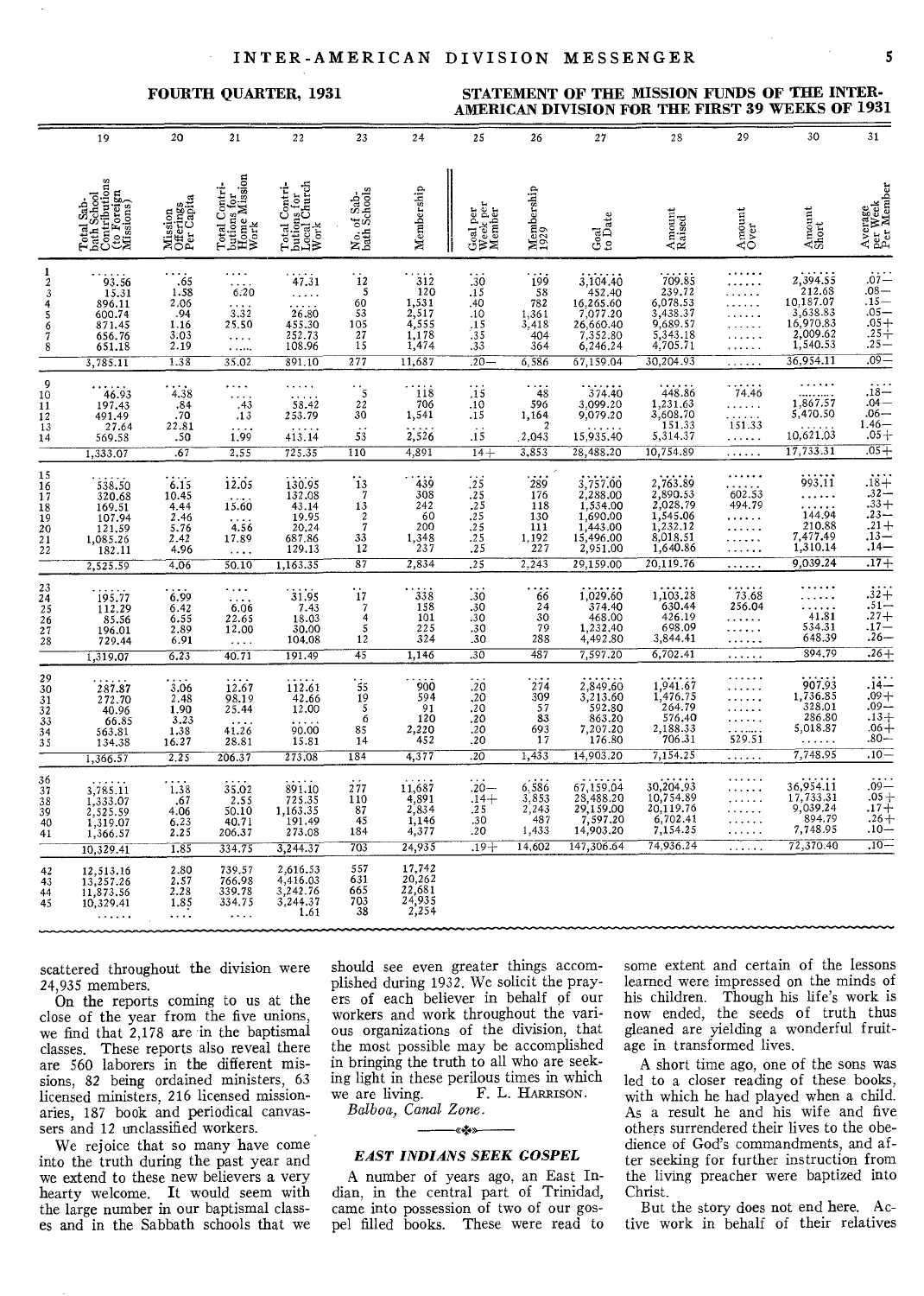**FOURTH QUARTER, 1931**

**STATEMENT OF THE MISSION FUNDS OF THE INTER-AMERICAN DIVISION FOR THE FIRST 39 WEEKS OF 1931**

| | 19 | 20 | 21 | 22 | 23 | 24 | 25 | 26 | 27 | 28 | 29 | 30 | 31 |
|---|---|---|---|---|---|---|---|---|---|---|---|---|---|
| | Total Sabbath School Contributions (to Foreign Missions) | Mission Offerings Per Capita | Total Contributions for Home Mission Work | Total Contributions for Local Church Work | No. of Sabbath Schools | Membership | Goal per Week per Member | Membership 1929 | Goal to Date | Amount Raised | Amount Over | Amount Short | Average per Week Per Member |
| 1 | ...... | .... | .... | ..... | .. | ..... | ... | .... | ....... | ....... | ...... | ....... | .... |
| 2 | 93.56 | .65 | .... | 47.31 | 12 | 312 | .30 | 199 | 3,104.40 | 709.85 | ...... | 2,394.55 | .07— |
| 3 | 15.31 | 1.58 | 6.20 | ..... | 5 | 120 | .15 | 58 | 452.40 | 239.72 | ...... | 212.68 | .08— |
| 4 | 896.11 | 2.06 | .... | 26.80 | 60 | 1,531 | .40 | 782 | 16,265.60 | 6,078.53 | ...... | 10,187.07 | .15— |
| 5 | 600.74 | .94 | 3.32 | ..... | 53 | 2,517 | .10 | 1,361 | 7,077.20 | 3,438.37 | ...... | 3,638.83 | .05— |
| 6 | 871.45 | 1.16 | 25.50 | 455.30 | 105 | 4,555 | .15 | 3,418 | 26,660.40 | 9,689.57 | ...... | 16,970.83 | .05+ |
| 7 | 656.76 | 3.03 | ..... | 252.73 | 27 | 1,178 | .35 | 404 | 7,352.80 | 5,343.18 | ...... | 2,009.62 | .25+ |
| 8 | 651.18 | 2.19 | ...... | 108.96 | 15 | 1,474 | .33 | 364 | 6,246.24 | 4,705.71 | ...... | 1,540.53 | .25— |
| | 3,785.11 | 1.38 | 35.02 | 891.10 | 277 | 11,687 | .20— | 6,586 | 67,159.04 | 30,204.93 | ...... | 36,954.11 | .09— |
| 9 | ...... | .... | .... | ..... | .. | ..... | ... | .... | ....... | ....... | ...... | ...... | .... |
| 10 | 46.93 | 4.38 | .... | ..... | 5 | 118 | .15 | 48 | 374.40 | 448.86 | 74.46 | ...... | .18— |
| 11 | 197.43 | .84 | .43 | 58.42 | 22 | 706 | .10 | 596 | 3,099.20 | 1,231.63 | ...... | 1,867.57 | .04— |
| 12 | 491.49 | .70 | .13 | 253.79 | 30 | 1,541 | .15 | 1,164 | 9,079.20 | 3,608.70 | ...... | 5,470.50 | .06— |
| 13 | 27.64 | 22.81 | .... | ..... | .. | ..... | .. | 2 | ...... | 151.33 | 151.33 | ...... | 1.46— |
| 14 | 569.58 | .50 | 1.99 | 413.14 | 53 | 2,526 | .15 | 2,043 | 15,935.40 | 5,314.37 | ...... | 10,621.03 | .05+ |
| | 1,333.07 | .67 | 2.55 | 725.35 | 110 | 4,891 | .14+ | 3,853 | 28,488.20 | 10,754.89 | ...... | 17,733.31 | .05+ |
| 15 | ...... | .... | .... | ..... | .. | ..... | ... | .... | ....... | ....... | ...... | ...... | .... |
| 16 | 538.50 | 6.15 | 12.05 | 130.95 | 13 | 439 | .25 | 289 | 3,757.00 | 2,763.89 | ...... | 993.11 | .18+ |
| 17 | 320.68 | 10.45 | .... | 132.08 | 7 | 308 | .25 | 176 | 2,288.00 | 2,890.53 | 602.53 | ...... | .32— |
| 18 | 169.51 | 4.44 | 15.60 | 43.14 | 13 | 242 | .25 | 118 | 1,534.00 | 2,028.79 | 494.79 | ...... | .33+ |
| 19 | 107.94 | 2.46 | .... | 19.95 | 2 | 60 | .25 | 130 | 1,690.00 | 1,545.06 | ...... | 144.94 | .23— |
| 20 | 121.59 | 5.76 | 4.56 | 20.24 | 7 | 200 | .25 | 111 | 1,443.00 | 1,232.12 | ...... | 210.88 | .21+ |
| 21 | 1,085.26 | 2.42 | 17.89 | 687.86 | 33 | 1,348 | .25 | 1,192 | 15,496.00 | 8,018.51 | ...... | 7,477.49 | .13— |
| 22 | 182.11 | 4.96 | .... | 129.13 | 12 | 237 | .25 | 227 | 2,951.00 | 1,640.86 | ...... | 1,310.14 | .14— |
| | 2,525.59 | 4.06 | 50.10 | 1,163.35 | 87 | 2,834 | .25 | 2,243 | 29,159.00 | 20,119.76 | ...... | 9,039.24 | .17+ |
| 23 | ...... | .... | .... | ..... | .. | ..... | ... | .... | ....... | ....... | ...... | ...... | .... |
| 24 | 195.77 | 6.99 | .... | 31.95 | 17 | 338 | .30 | 66 | 1,029.60 | 1,103.28 | 73.68 | ...... | .32+ |
| 25 | 112.29 | 6.42 | 6.06 | 7.43 | 7 | 158 | .30 | 24 | 374.40 | 630.44 | 256.04 | ...... | .51— |
| 26 | 85.56 | 6.55 | 22.65 | 18.03 | 4 | 101 | .30 | 30 | 468.00 | 426.19 | ...... | 41.81 | .27+ |
| 27 | 196.01 | 2.89 | 12.00 | 30.00 | 5 | 225 | .30 | 79 | 1,232.40 | 698.09 | ...... | 534.31 | .17— |
| 28 | 729.44 | 6.91 | .... | 104.08 | 12 | 324 | .30 | 288 | 4,492.80 | 3,844.41 | ...... | 648.39 | .26— |
| | 1,319.07 | 6.23 | 40.71 | 191.49 | 45 | 1,146 | .30 | 487 | 7,597.20 | 6,702.41 | ...... | 894.79 | .26+ |
| 29 | ...... | .... | .... | ..... | .. | ..... | ... | .... | ....... | ....... | ...... | ...... | .... |
| 30 | 287.87 | 3.06 | 12.67 | 112.61 | 55 | 900 | .20 | 274 | 2,849.60 | 1,941.67 | ...... | 907.93 | .14— |
| 31 | 272.70 | 2.48 | 98.19 | 42.66 | 19 | 594 | .20 | 309 | 3,213.60 | 1,476.75 | ...... | 1,736.85 | .09+ |
| 32 | 40.96 | 1.90 | 25.44 | 12.00 | 5 | 91 | .20 | 57 | 592.80 | 264.79 | ...... | 328.01 | .09— |
| 33 | 66.85 | 3.23 | .... | ..... | 6 | 120 | .20 | 83 | 863.20 | 576.40 | ...... | 286.80 | .13+ |
| 34 | 563.81 | 1.38 | 41.26 | 90.00 | 85 | 2,220 | .20 | 693 | 7,207.20 | 2,188.33 | ...... | 5,018.87 | .06+ |
| 35 | 134.38 | 16.27 | 28.81 | 15.81 | 14 | 452 | .20 | 17 | 176.80 | 706.31 | 529.51 | ...... | .80— |
| | 1,366.57 | 2.25 | 206.37 | 273.08 | 184 | 4,377 | .20 | 1,433 | 14,903.20 | 7,154.25 | ...... | 7,748.95 | .10— |
| 36 | ...... | .... | .... | ..... | .. | ..... | ... | .... | ....... | ....... | ...... | ...... | .... |
| 37 | 3,785.11 | 1.38 | 35.02 | 891.10 | 277 | 11,687 | .20— | 6,586 | 67,159.04 | 30,204.93 | ...... | 36,954.11 | .09— |
| 38 | 1,333.07 | .67 | 2.55 | 725.35 | 110 | 4,891 | .14+ | 3,853 | 28,488.20 | 10,754.89 | ...... | 17,733.31 | .05+ |
| 39 | 2,525.59 | 4.06 | 50.10 | 1,163.35 | 87 | 2,834 | .25 | 2,243 | 29,159.00 | 20,119.76 | ...... | 9,039.24 | .17+ |
| 40 | 1,319.07 | 6.23 | 40.71 | 191.49 | 45 | 1,146 | .30 | 487 | 7,597.20 | 6,702.41 | ...... | 894.79 | .26+ |
| 41 | 1,366.57 | 2.25 | 206.37 | 273.08 | 184 | 4,377 | .20 | 1,433 | 14,903.20 | 7,154.25 | ...... | 7,748.95 | .10— |
| | 10,329.41 | 1.85 | 334.75 | 3,244.37 | 703 | 24,935 | .19+ | 14,602 | 147,306.64 | 74,936.24 | ...... | 72,370.40 | .10— |
| 42 | 12,513.16 | 2.80 | 739.57 | 2,616.53 | 557 | 17,742 | | | | | | | |
| 43 | 13,257.26 | 2.57 | 766.98 | 4,416.03 | 631 | 20,262 | | | | | | | |
| 44 | 11,873.56 | 2.28 | 339.78 | 3,242.76 | 665 | 22,681 | | | | | | | |
| 45 | 10,329.41 | 1.85 | 334.75 | 3,244.37 | 703 | 24,935 | | | | | | | |
| | ...... | .... | .... | 1.61 | 38 | 2,254 | | | | | | | |

scattered throughout the division were 24,935 members.

On the reports coming to us at the close of the year from the five unions, we find that 2,178 are in the baptismal classes. These reports also reveal there are 560 laborers in the different missions, 82 being ordained ministers, 63 licensed ministers, 216 licensed missionaries, 187 book and periodical canvassers and 12 unclassified workers.

We rejoice that so many have come into the truth during the past year and we extend to these new believers a very hearty welcome. It would seem with the large number in our baptismal classes and in the Sabbath schools that we should see even greater things accomplished during 1932. We solicit the prayers of each believer in behalf of our workers and work throughout the various organizations of the division, that the most possible may be accomplished in bringing the truth to all who are seeking light in these perilous times in which we are living. F. L. HARRISON.

*Balboa, Canal Zone.*

### *EAST INDIANS SEEK GOSPEL*

A number of years ago, an East Indian, in the central part of Trinidad, came into possession of two of our gospel filled books. These were read to some extent and certain of the lessons learned were impressed on the minds of his children. Though his life's work is now ended, the seeds of truth thus gleaned are yielding a wonderful fruitage in transformed lives.

A short time ago, one of the sons was led to a closer reading of these books, with which he had played when a child. As a result he and his wife and five others surrendered their lives to the obedience of God's commandments, and after seeking for further instruction from the living preacher were baptized into Christ.

But the story does not end here. Active work in behalf of their relatives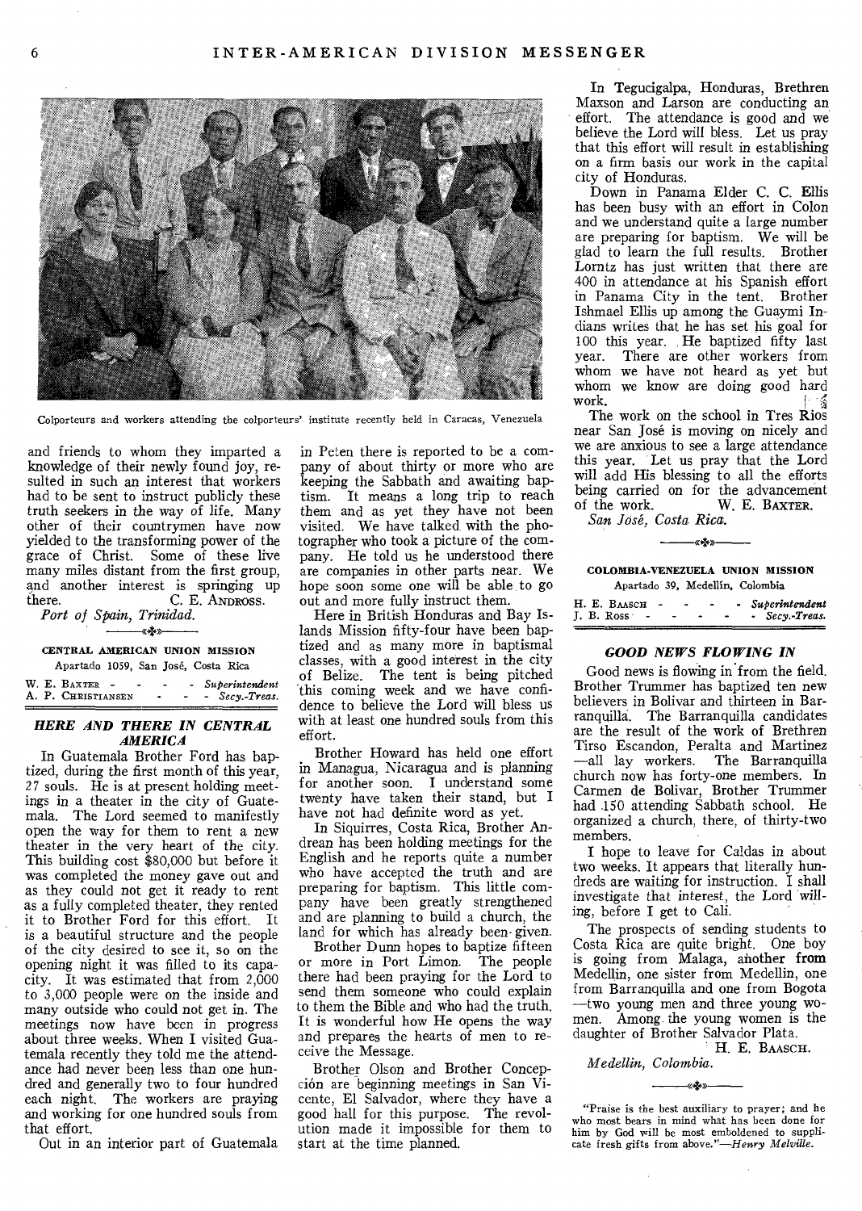Colporteurs and workers attending the colporteurs' institute recently held in Caracas, Venezuela

and friends to whom they imparted a knowledge of their newly found joy, resulted in such an interest that workers had to be sent to instruct publicly these truth seekers in the way of life. Many other of their countrymen have now yielded to the transforming power of the grace of Christ. Some of these live many miles distant from the first group, and another interest is springing up there. C. E. ANDROSS.

*Port of Spain, Trinidad.*

---

**CENTRAL AMERICAN UNION MISSION**
Apartado 1059, San José, Costa Rica

W. E. BAXTER - - - - *Superintendent*
A. P. CHRISTIANSEN - - - *Secy.-Treas.*

### *HERE AND THERE IN CENTRAL AMERICA*

In Guatemala Brother Ford has baptized, during the first month of this year, 27 souls. He is at present holding meetings in a theater in the city of Guatemala. The Lord seemed to manifestly open the way for them to rent a new theater in the very heart of the city. This building cost $80,000 but before it was completed the money gave out and as they could not get it ready to rent as a fully completed theater, they rented it to Brother Ford for this effort. It is a beautiful structure and the people of the city desired to see it, so on the opening night it was filled to its capacity. It was estimated that from 2,000 to 3,000 people were on the inside and many outside who could not get in. The meetings now have been in progress about three weeks. When I visited Guatemala recently they told me the attendance had never been less than one hundred and generally two to four hundred each night. The workers are praying and working for one hundred souls from that effort.

Out in an interior part of Guatemala in Peten there is reported to be a company of about thirty or more who are keeping the Sabbath and awaiting baptism. It means a long trip to reach them and as yet they have not been visited. We have talked with the photographer who took a picture of the company. He told us he understood there are companies in other parts near. We hope soon some one will be able to go out and more fully instruct them.

Here in British Honduras and Bay Islands Mission fifty-four have been baptized and as many more in baptismal classes, with a good interest in the city of Belize. The tent is being pitched this coming week and we have confidence to believe the Lord will bless us with at least one hundred souls from this effort.

Brother Howard has held one effort in Managua, Nicaragua and is planning for another soon. I understand some twenty have taken their stand, but I have not had definite word as yet.

In Siquirres, Costa Rica, Brother Andrean has been holding meetings for the English and he reports quite a number who have accepted the truth and are preparing for baptism. This little company have been greatly strengthened and are planning to build a church, the land for which has already been given.

Brother Dunn hopes to baptize fifteen or more in Port Limon. The people there had been praying for the Lord to send them someone who could explain to them the Bible and who had the truth. It is wonderful how He opens the way and prepares the hearts of men to receive the Message.

Brother Olson and Brother Concepción are beginning meetings in San Vicente, El Salvador, where they have a good hall for this purpose. The revolution made it impossible for them to start at the time planned.

In Tegucigalpa, Honduras, Brethren Maxson and Larson are conducting an effort. The attendance is good and we believe the Lord will bless. Let us pray that this effort will result in establishing on a firm basis our work in the capital city of Honduras.

Down in Panama Elder C. C. Ellis has been busy with an effort in Colon and we understand quite a large number are preparing for baptism. We will be glad to learn the full results. Brother Lorntz has just written that there are 400 in attendance at his Spanish effort in Panama City in the tent. Brother Ishmael Ellis up among the Guaymi Indians writes that he has set his goal for 100 this year. He baptized fifty last year. There are other workers from whom we have not heard as yet but whom we know are doing good hard work.

The work on the school in Tres Rios near San José is moving on nicely and we are anxious to see a large attendance this year. Let us pray that the Lord will add His blessing to all the efforts being carried on for the advancement of the work. W. E. BAXTER.

*San José, Costa Rica.*

---

**COLOMBIA-VENEZUELA UNION MISSION**
Apartado 39, Medellin, Colombia

H. E. BAASCH - - - - *Superintendent*
J. B. ROSS - - - - - *Secy.-Treas.*

### *GOOD NEWS FLOWING IN*

Good news is flowing in from the field. Brother Trummer has baptized ten new believers in Bolivar and thirteen in Barranquilla. The Barranquilla candidates are the result of the work of Brethren Tirso Escandon, Peralta and Martinez—all lay workers. The Barranquilla church now has forty-one members. In Carmen de Bolivar, Brother Trummer had 150 attending Sabbath school. He organized a church, there, of thirty-two members.

I hope to leave for Caldas in about two weeks. It appears that literally hundreds are waiting for instruction. I shall investigate that interest, the Lord willing, before I get to Cali.

The prospects of sending students to Costa Rica are quite bright. One boy is going from Malaga, another from Medellin, one sister from Medellin, one from Barranquilla and one from Bogota—two young men and three young women. Among the young women is the daughter of Brother Salvador Plata.

H. E. BAASCH.

*Medellin, Colombia.*

---

"Praise is the best auxiliary to prayer; and he who most bears in mind what has been done for him by God will be most emboldened to supplicate fresh gifts from above."—*Henry Melville.*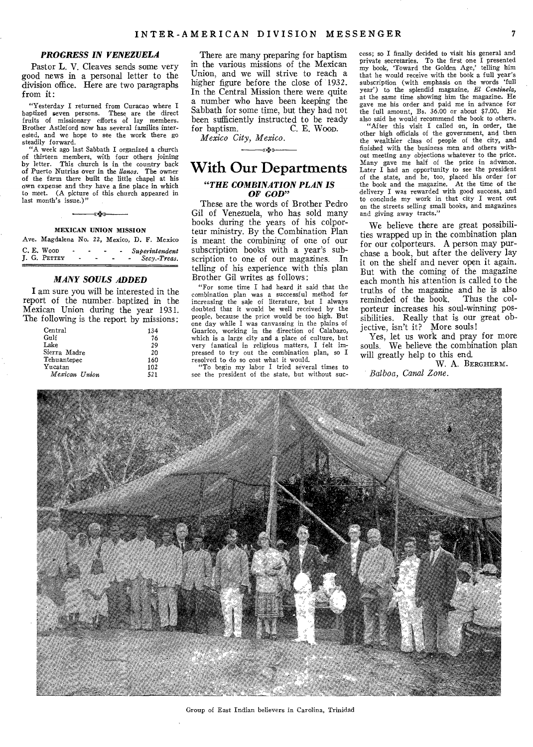### *PROGRESS IN VENEZUELA*

Pastor L. V. Cleaves sends some very good news in a personal letter to the division office. Here are two paragraphs from it:

"Yesterday I returned from Curacao where I baptized seven persons. These are the direct fruits of missionary efforts of lay members. Brother Astleford now has several families interested, and we hope to see the work there go steadily forward.

"A week ago last Sabbath I organized a church of thirteen members, with four others joining by letter. This church is in the country back of Puerto Nutrias over in the *llanos*. The owner of the farm there built the little chapel at his own expense and they have a fine place in which to meet. (A picture of this church appeared in last month's issue.)"

---

**MEXICAN UNION MISSION**

Ave. Magdalena No. 22, Mexico, D. F. Mexico

C. E. Wood - - - - *Superintendent*
J. G. Pettey - - - - *Secy.-Treas.*

---

### *MANY SOULS ADDED*

I am sure you will be interested in the report of the number baptized in the Mexican Union during the year 1931. The following is the report by missions:

| | |
|---|---|
| Central | 134 |
| Gulf | 76 |
| Lake | 29 |
| Sierra Madre | 20 |
| Tehuantepec | 160 |
| Yucatan | 102 |
| *Mexican Union* | 521 |

There are many preparing for baptism in the various missions of the Mexican Union, and we will strive to reach a higher figure before the close of 1932. In the Central Mission there were quite a number who have been keeping the Sabbath for some time, but they had not been sufficiently instructed to be ready for baptism.

C. E. Wood.

*Mexico City, Mexico.*

---

# With Our Departments

### *"THE COMBINATION PLAN IS OF GOD"*

These are the words of Brother Pedro Gil of Venezuela, who has sold many books during the years of his colporteur ministry. By the Combination Plan is meant the combining of one of our subscription books with a year's subscription to one of our magazines. In telling of his experience with this plan Brother Gil writes as follows:

"For some time I had heard it said that the combination plan was a successful method for increasing the sale of literature, but I always doubted that it would be well received by the people, because the price would be too high. But one day while I was canvassing in the plains of Guarico, working in the direction of Calabazo, which is a large city and a place of culture, but very fanatical in religious matters, I felt impressed to try out the combination plan, so I resolved to do so cost what it would.

"To begin my labor I tried several times to see the president of the state, but without success; so I finally decided to visit his general and private secretaries. To the first one I presented my book, 'Toward the Golden Age,' telling him that he would receive with the book a full year's subscription (with emphasis on the words 'full year') to the splendid magazine, *El Centinela,* at the same time showing him the magazine. He gave me his order and paid me in advance for the full amount, Bs. 36.00 or about $7.00. He also said he would recommend the book to others.

"After this visit I called on, in order, the other high officials of the government, and then the wealthier class of people of the city, and finished with the business men and others without meeting any objections whatever to the price. Many gave me half of the price in advance. Later I had an opportunity to see the president of the state, and he, too, placed his order for the book and the magazine. At the time of the delivery I was rewarded with good success, and to conclude my work in that city I went out on the streets selling small books, and magazines and giving away tracts."

We believe there are great possibilities wrapped up in the combination plan for our colporteurs. A person may purchase a book, but after the delivery lay it on the shelf and never open it again. But with the coming of the magazine each month his attention is called to the truths of the magazine and he is also reminded of the book. Thus the colporteur increases his soul-winning possibilities. Really that is our great objective, isn't it? More souls!

Yes, let us work and pray for more souls. We believe the combination plan will greatly help to this end.

W. A. Bergherm.

*Balboa, Canal Zone.*

Group of East Indian believers in Carolina, Trinidad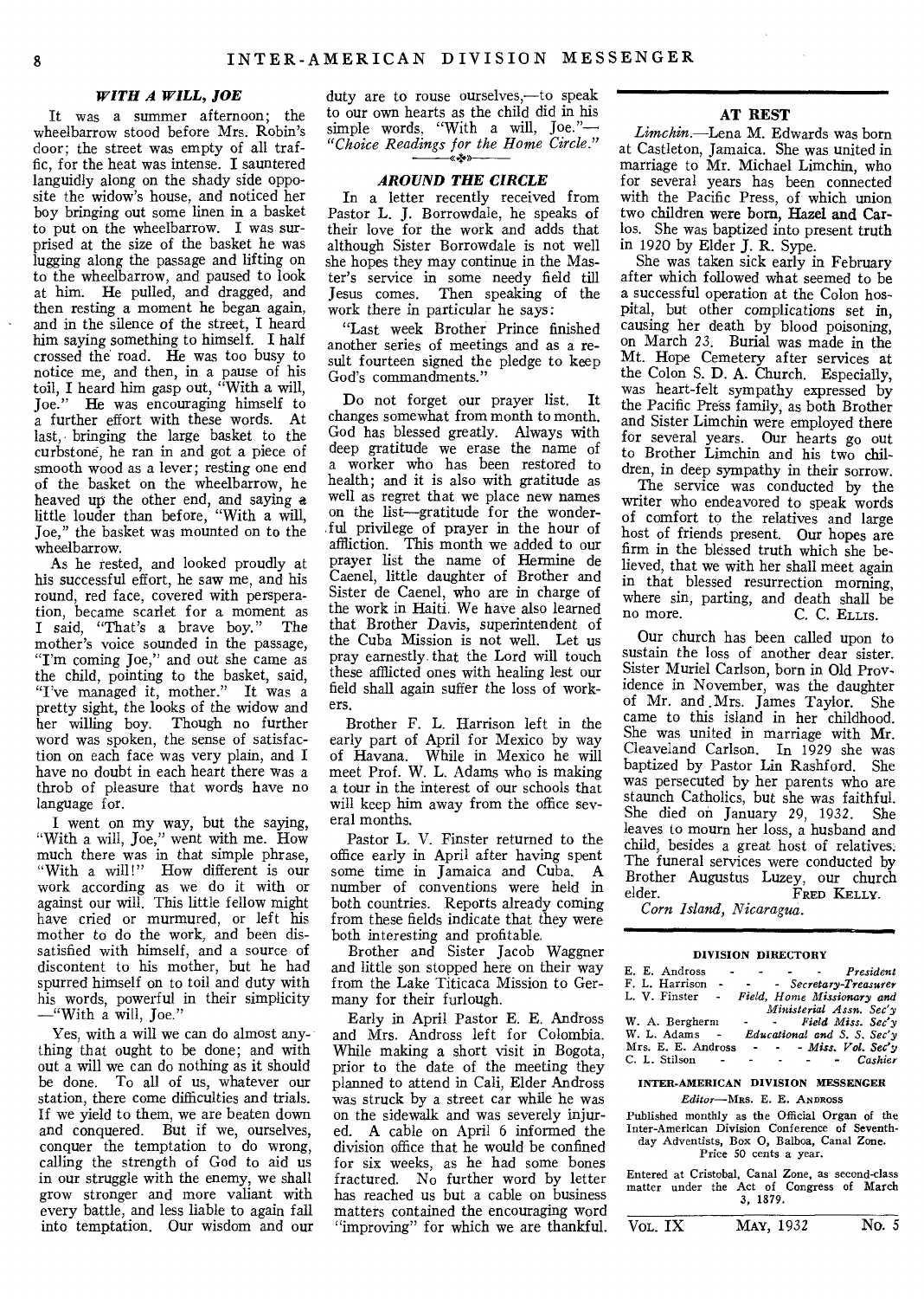### *WITH A WILL, JOE*

It was a summer afternoon; the wheelbarrow stood before Mrs. Robin's door; the street was empty of all traffic, for the heat was intense. I sauntered languidly along on the shady side opposite the widow's house, and noticed her boy bringing out some linen in a basket to put on the wheelbarrow. I was surprised at the size of the basket he was lugging along the passage and lifting on to the wheelbarrow, and paused to look at him. He pulled, and dragged, and then resting a moment he began again, and in the silence of the street, I heard him saying something to himself. I half crossed the road. He was too busy to notice me, and then, in a pause of his toil, I heard him gasp out, "With a will, Joe." He was encouraging himself to a further effort with these words. At last, bringing the large basket to the curbstone, he ran in and got a piece of smooth wood as a lever; resting one end of the basket on the wheelbarrow, he heaved up the other end, and saying a little louder than before, "With a will, Joe," the basket was mounted on to the wheelbarrow.

As he rested, and looked proudly at his successful effort, he saw me, and his round, red face, covered with perperation, became scarlet for a moment as I said, "That's a brave boy." The mother's voice sounded in the passage, "I'm coming Joe," and out she came as the child, pointing to the basket, said, "I've managed it, mother." It was a pretty sight, the looks of the widow and her willing boy. Though no further word was spoken, the sense of satisfaction on each face was very plain, and I have no doubt in each heart there was a throb of pleasure that words have no language for.

I went on my way, but the saying, "With a will, Joe," went with me. How much there was in that simple phrase, "With a will!" How different is our work according as we do it with or against our will. This little fellow might have cried or murmured, or left his mother to do the work, and been dissatisfied with himself, and a source of discontent to his mother, but he had spurred himself on to toil and duty with his words, powerful in their simplicity —"With a will, Joe."

Yes, with a will we can do almost anything that ought to be done; and without a will we can do nothing as it should be done. To all of us, whatever our station, there come difficulties and trials. If we yield to them, we are beaten down and conquered. But if we, ourselves, conquer the temptation to do wrong, calling the strength of God to aid us in our struggle with the enemy, we shall grow stronger and more valiant with every battle, and less liable to again fall into temptation. Our wisdom and our duty are to rouse ourselves,—to speak to our own hearts as the child did in his simple words, "With a will, Joe."—*"Choice Readings for the Home Circle."*

### *AROUND THE CIRCLE*

In a letter recently received from Pastor L. J. Borrowdale, he speaks of their love for the work and adds that although Sister Borrowdale is not well she hopes they may continue in the Master's service in some needy field till Jesus comes. Then speaking of the work there in particular he says:

"Last week Brother Prince finished another series of meetings and as a result fourteen signed the pledge to keep God's commandments."

Do not forget our prayer list. It changes somewhat from month to month. God has blessed greatly. Always with deep gratitude we erase the name of a worker who has been restored to health; and it is also with gratitude as well as regret that we place new names on the list—gratitude for the wonderful privilege of prayer in the hour of affliction. This month we added to our prayer list the name of Hermine de Caenel, little daughter of Brother and Sister de Caenel, who are in charge of the work in Haiti. We have also learned that Brother Davis, superintendent of the Cuba Mission is not well. Let us pray earnestly that the Lord will touch these afflicted ones with healing lest our field shall again suffer the loss of workers.

Brother F. L. Harrison left in the early part of April for Mexico by way of Havana. While in Mexico he will meet Prof. W. L. Adams who is making a tour in the interest of our schools that will keep him away from the office several months.

Pastor L. V. Finster returned to the office early in April after having spent some time in Jamaica and Cuba. A number of conventions were held in both countries. Reports already coming from these fields indicate that they were both interesting and profitable.

Brother and Sister Jacob Waggner and little son stopped here on their way from the Lake Titicaca Mission to Germany for their furlough.

Early in April Pastor E. E. Andross and Mrs. Andross left for Colombia. While making a short visit in Bogota, prior to the date of the meeting they planned to attend in Cali, Elder Andross was struck by a street car while he was on the sidewalk and was severely injured. A cable on April 6 informed the division office that he would be confined for six weeks, as he had some bones fractured. No further word by letter has reached us but a cable on business matters contained the encouraging word "improving" for which we are thankful.

### AT REST

*Limchin.*—Lena M. Edwards was born at Castleton, Jamaica. She was united in marriage to Mr. Michael Limchin, who for several years has been connected with the Pacific Press, of which union two children were born, Hazel and Carlos. She was baptized into present truth in 1920 by Elder J. R. Sype.

She was taken sick early in February after which followed what seemed to be a successful operation at the Colon hospital, but other complications set in, causing her death by blood poisoning, on March 23. Burial was made in the Mt. Hope Cemetery after services at the Colon S. D. A. Church. Especially, was heart-felt sympathy expressed by the Pacific Press family, as both Brother and Sister Limchin were employed there for several years. Our hearts go out to Brother Limchin and his two children, in deep sympathy in their sorrow.

The service was conducted by the writer who endeavored to speak words of comfort to the relatives and large host of friends present. Our hopes are firm in the blessed truth which she believed, that we with her shall meet again in that blessed resurrection morning, where sin, parting, and death shall be no more. C. C. ELLIS.

Our church has been called upon to sustain the loss of another dear sister. Sister Muriel Carlson, born in Old Providence in November, was the daughter of Mr. and Mrs. James Taylor. She came to this island in her childhood. She was united in marriage with Mr. Cleaveland Carlson. In 1929 she was baptized by Pastor Lin Rashford. She was persecuted by her parents who are staunch Catholics, but she was faithful. She died on January 29, 1932. She leaves to mourn her loss, a husband and child, besides a great host of relatives. The funeral services were conducted by Brother Augustus Luzey, our church elder. FRED KELLY.

*Corn Island, Nicaragua.*

#### DIVISION DIRECTORY

| | |
|---|---|
| E. E. Andross | *President* |
| F. L. Harrison | *Secretary-Treasurer* |
| L. V. Finster | *Field, Home Missionary and Ministerial Assn. Sec'y* |
| W. A. Bergherm | *Field Miss. Sec'y* |
| W. L. Adams | *Educational and S. S. Sec'y* |
| Mrs. E. E. Andross | *Miss. Vol. Sec'y* |
| C. L. Stilson | *Cashier* |

#### INTER-AMERICAN DIVISION MESSENGER

*Editor*—MRS. E. E. ANDROSS

Published monthly as the Official Organ of the Inter-American Division Conference of Seventh-day Adventists, Box O, Balboa, Canal Zone. Price 50 cents a year.

Entered at Cristobal, Canal Zone, as second-class matter under the Act of Congress of March 3, 1879.

VOL. IX MAY, 1932 No. 5